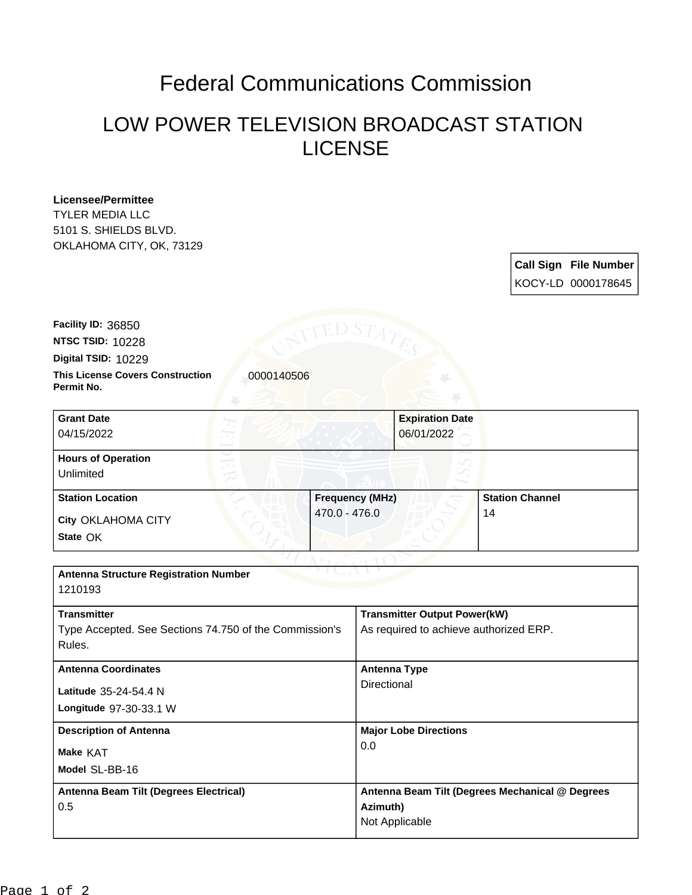# Federal Communications Commission

## LOW POWER TELEVISION BROADCAST STATION LICENSE

**Licensee/Permittee**
TYLER MEDIA LLC
5101 S. SHIELDS BLVD.
OKLAHOMA CITY, OK, 73129

| Call Sign | File Number |
| --- | --- |
| KOCY-LD | 0000178645 |

**Facility ID:** 36850
**NTSC TSID:** 10228
**Digital TSID:** 10229
**This License Covers Construction Permit No.** 0000140506

| Grant Date | Expiration Date |
| --- | --- |
| 04/15/2022 | 06/01/2022 |

**Hours of Operation**
Unlimited

| Station Location | Frequency (MHz) | Station Channel |
| --- | --- | --- |
| City OKLAHOMA CITY<br>State OK | 470.0 - 476.0 | 14 |

**Antenna Structure Registration Number**
1210193

| Transmitter | Transmitter Output Power(kW) |
| --- | --- |
| Type Accepted. See Sections 74.750 of the Commission's Rules. | As required to achieve authorized ERP. |

| Antenna Coordinates | Antenna Type |
| --- | --- |
| Latitude 35-24-54.4 N<br>Longitude 97-30-33.1 W | Directional |

| Description of Antenna | Major Lobe Directions |
| --- | --- |
| Make KAT<br>Model SL-BB-16 | 0.0 |

| Antenna Beam Tilt (Degrees Electrical) | Antenna Beam Tilt (Degrees Mechanical @ Degrees Azimuth) |
| --- | --- |
| 0.5 | Not Applicable |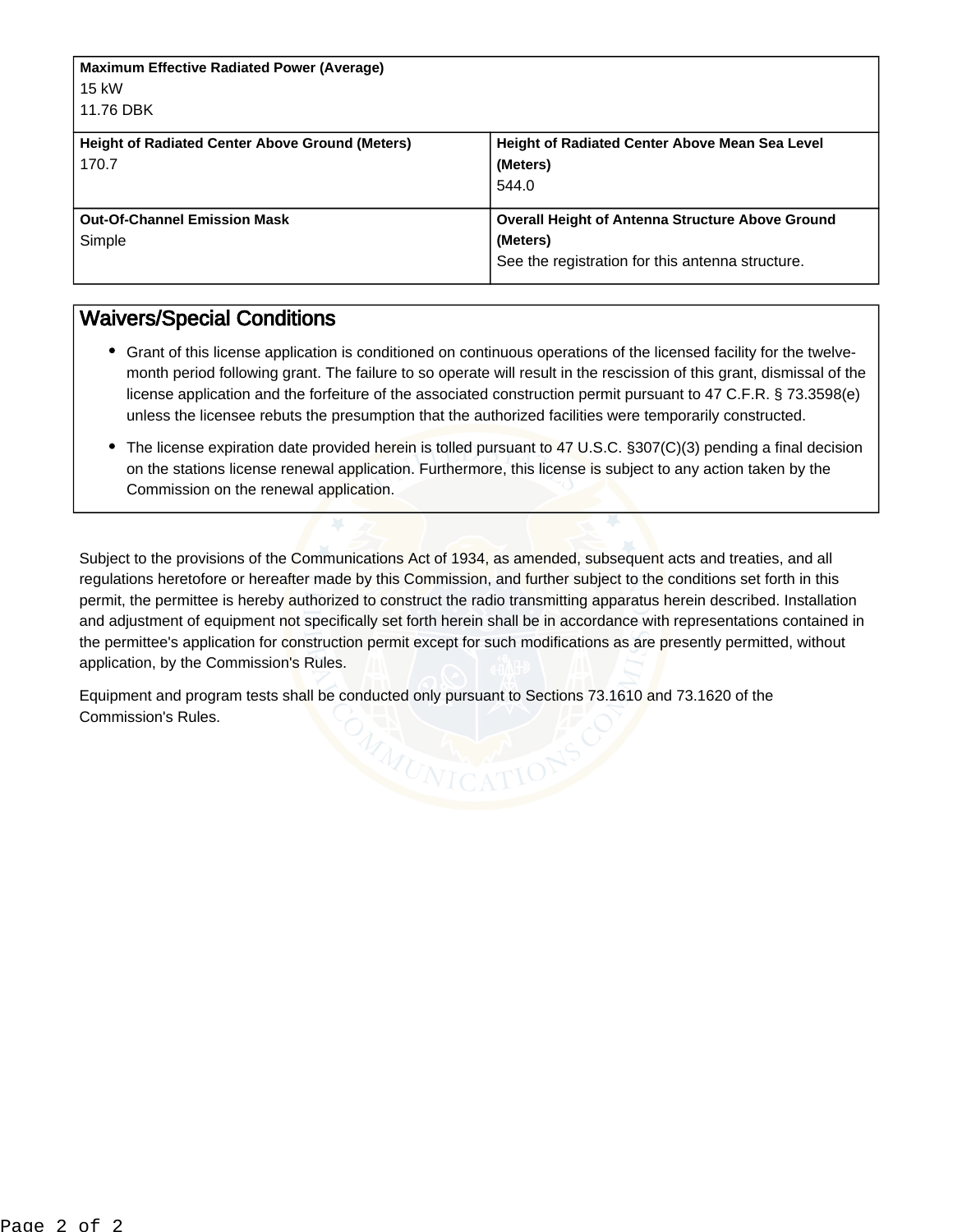| | |
|---|---|
| **Maximum Effective Radiated Power (Average)**<br>15 kW<br>11.76 DBK | |
| **Height of Radiated Center Above Ground (Meters)**<br>170.7 | **Height of Radiated Center Above Mean Sea Level (Meters)**<br>544.0 |
| **Out-Of-Channel Emission Mask**<br>Simple | **Overall Height of Antenna Structure Above Ground (Meters)**<br>See the registration for this antenna structure. |

## Waivers/Special Conditions

- Grant of this license application is conditioned on continuous operations of the licensed facility for the twelve-month period following grant. The failure to so operate will result in the rescission of this grant, dismissal of the license application and the forfeiture of the associated construction permit pursuant to 47 C.F.R. § 73.3598(e) unless the licensee rebuts the presumption that the authorized facilities were temporarily constructed.
- The license expiration date provided herein is tolled pursuant to 47 U.S.C. §307(C)(3) pending a final decision on the stations license renewal application. Furthermore, this license is subject to any action taken by the Commission on the renewal application.

Subject to the provisions of the Communications Act of 1934, as amended, subsequent acts and treaties, and all regulations heretofore or hereafter made by this Commission, and further subject to the conditions set forth in this permit, the permittee is hereby authorized to construct the radio transmitting apparatus herein described. Installation and adjustment of equipment not specifically set forth herein shall be in accordance with representations contained in the permittee's application for construction permit except for such modifications as are presently permitted, without application, by the Commission's Rules.

Equipment and program tests shall be conducted only pursuant to Sections 73.1610 and 73.1620 of the Commission's Rules.